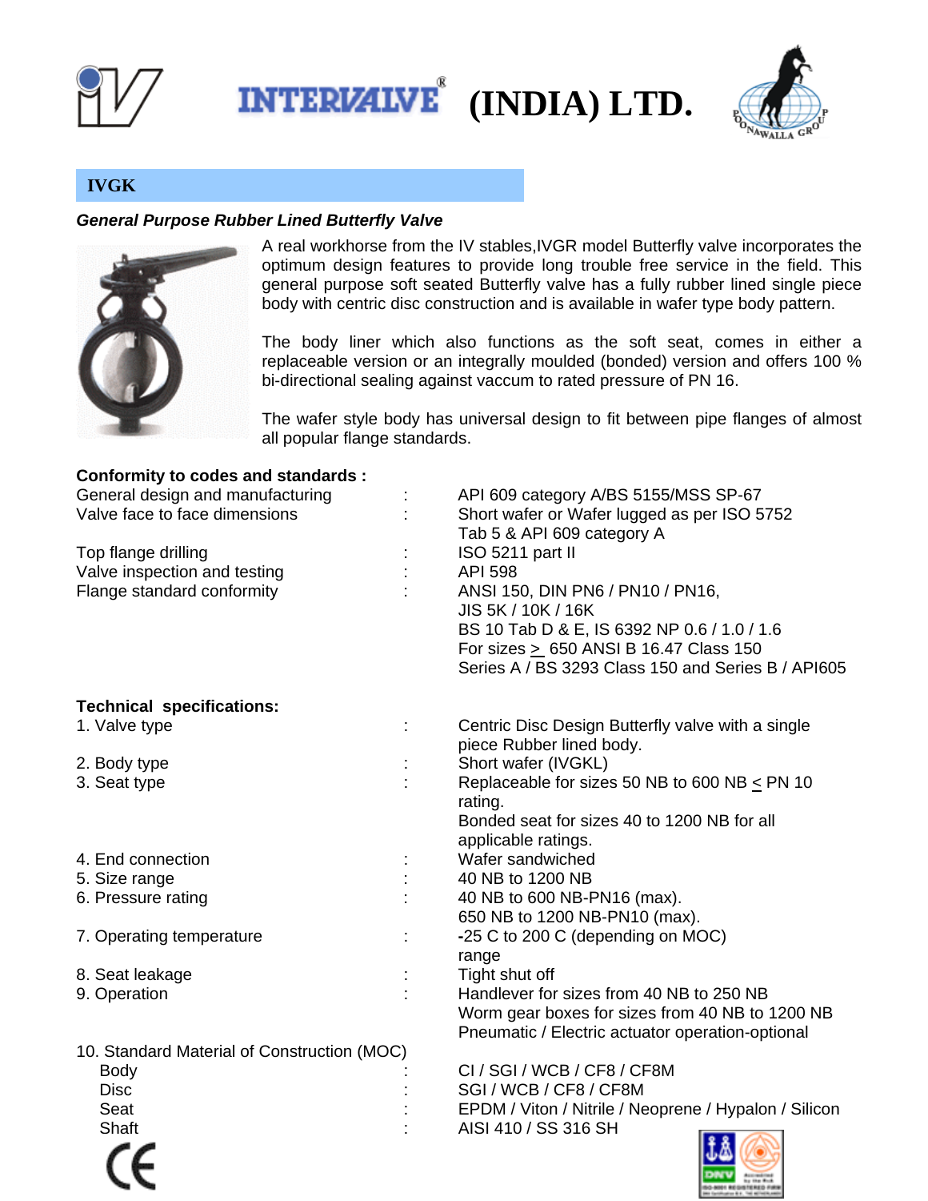# INTERVALVE® (INDIA) LTD.

## IVGK

*General Purpose Rubber Lined Butterfly Valve*

A real workhorse from the IV stables,IVGR model Butterfly valve incorporates the optimum design features to provide long trouble free service in the field. This general purpose soft seated Butterfly valve has a fully rubber lined single piece body with centric disc construction and is available in wafer type body pattern.

The body liner which also functions as the soft seat, comes in either a replaceable version or an integrally moulded (bonded) version and offers 100 % bi-directional sealing against vaccum to rated pressure of PN 16.

The wafer style body has universal design to fit between pipe flanges of almost all popular flange standards.

**Conformity to codes and standards :**

| | | |
|---|---|---|
| General design and manufacturing | : | API 609 category A/BS 5155/MSS SP-67 |
| Valve face to face dimensions | : | Short wafer or Wafer lugged as per ISO 5752 Tab 5 & API 609 category A |
| Top flange drilling | : | ISO 5211 part II |
| Valve inspection and testing | : | API 598 |
| Flange standard conformity | : | ANSI 150, DIN PN6 / PN10 / PN16, JIS 5K / 10K / 16K, BS 10 Tab D & E, IS 6392 NP 0.6 / 1.0 / 1.6, For sizes ≥ 650 ANSI B 16.47 Class 150 Series A / BS 3293 Class 150 and Series B / API605 |

**Technical specifications:**

| | | |
|---|---|---|
| 1. Valve type | : | Centric Disc Design Butterfly valve with a single piece Rubber lined body. |
| 2. Body type | : | Short wafer (IVGKL) |
| 3. Seat type | : | Replaceable for sizes 50 NB to 600 NB ≤ PN 10 rating. Bonded seat for sizes 40 to 1200 NB for all applicable ratings. |
| 4. End connection | : | Wafer sandwiched |
| 5. Size range | : | 40 NB to 1200 NB |
| 6. Pressure rating | : | 40 NB to 600 NB-PN16 (max). 650 NB to 1200 NB-PN10 (max). |
| 7. Operating temperature range | : | -25 C to 200 C (depending on MOC) |
| 8. Seat leakage | : | Tight shut off |
| 9. Operation | : | Handlever for sizes from 40 NB to 250 NB. Worm gear boxes for sizes from 40 NB to 1200 NB. Pneumatic / Electric actuator operation-optional |

10. Standard Material of Construction (MOC)

| | | |
|---|---|---|
| Body | : | CI / SGI / WCB / CF8 / CF8M |
| Disc | : | SGI / WCB / CF8 / CF8M |
| Seat | : | EPDM / Viton / Nitrile / Neoprene / Hypalon / Silicon |
| Shaft | : | AISI 410 / SS 316 SH |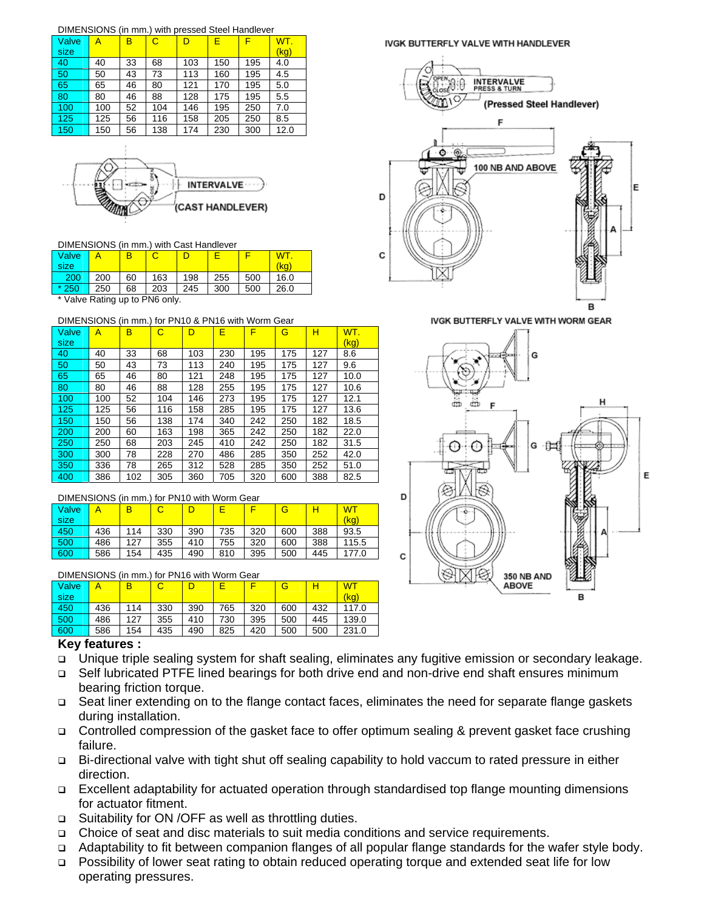DIMENSIONS (in mm.) with pressed Steel Handlever

| Valve size | A | B | C | D | E | F | WT. (kg) |
|---|---|---|---|---|---|---|---|
| 40 | 40 | 33 | 68 | 103 | 150 | 195 | 4.0 |
| 50 | 50 | 43 | 73 | 113 | 160 | 195 | 4.5 |
| 65 | 65 | 46 | 80 | 121 | 170 | 195 | 5.0 |
| 80 | 80 | 46 | 88 | 128 | 175 | 195 | 5.5 |
| 100 | 100 | 52 | 104 | 146 | 195 | 250 | 7.0 |
| 125 | 125 | 56 | 116 | 158 | 205 | 250 | 8.5 |
| 150 | 150 | 56 | 138 | 174 | 230 | 300 | 12.0 |

INTERVALVE

(CAST HANDLEVER)

DIMENSIONS (in mm.) with Cast Handlever

| Valve size | A | B | C | D | E | F | WT. (kg) |
|---|---|---|---|---|---|---|---|
| 200 | 200 | 60 | 163 | 198 | 255 | 500 | 16.0 |
| * 250 | 250 | 68 | 203 | 245 | 300 | 500 | 26.0 |

* Valve Rating up to PN6 only.

IVGK BUTTERFLY VALVE WITH HANDLEVER

INTERVALVE PRESS & TURN

(Pressed Steel Handlever)

100 NB AND ABOVE

DIMENSIONS (in mm.) for PN10 & PN16 with Worm Gear

| Valve size | A | B | C | D | E | F | G | H | WT. (kg) |
|---|---|---|---|---|---|---|---|---|---|
| 40 | 40 | 33 | 68 | 103 | 230 | 195 | 175 | 127 | 8.6 |
| 50 | 50 | 43 | 73 | 113 | 240 | 195 | 175 | 127 | 9.6 |
| 65 | 65 | 46 | 80 | 121 | 248 | 195 | 175 | 127 | 10.0 |
| 80 | 80 | 46 | 88 | 128 | 255 | 195 | 175 | 127 | 10.6 |
| 100 | 100 | 52 | 104 | 146 | 273 | 195 | 175 | 127 | 12.1 |
| 125 | 125 | 56 | 116 | 158 | 285 | 195 | 175 | 127 | 13.6 |
| 150 | 150 | 56 | 138 | 174 | 340 | 242 | 250 | 182 | 18.5 |
| 200 | 200 | 60 | 163 | 198 | 365 | 242 | 250 | 182 | 22.0 |
| 250 | 250 | 68 | 203 | 245 | 410 | 242 | 250 | 182 | 31.5 |
| 300 | 300 | 78 | 228 | 270 | 486 | 285 | 350 | 252 | 42.0 |
| 350 | 336 | 78 | 265 | 312 | 528 | 285 | 350 | 252 | 51.0 |
| 400 | 386 | 102 | 305 | 360 | 705 | 320 | 600 | 388 | 82.5 |

IVGK BUTTERFLY VALVE WITH WORM GEAR

DIMENSIONS (in mm.) for PN10 with Worm Gear

| Valve size | A | B | C | D | E | F | G | H | WT (kg) |
|---|---|---|---|---|---|---|---|---|---|
| 450 | 436 | 114 | 330 | 390 | 735 | 320 | 600 | 388 | 93.5 |
| 500 | 486 | 127 | 355 | 410 | 755 | 320 | 600 | 388 | 115.5 |
| 600 | 586 | 154 | 435 | 490 | 810 | 395 | 500 | 445 | 177.0 |

DIMENSIONS (in mm.) for PN16 with Worm Gear

| Valve size | A | B | C | D | E | F | G | H | WT (kg) |
|---|---|---|---|---|---|---|---|---|---|
| 450 | 436 | 114 | 330 | 390 | 765 | 320 | 600 | 432 | 117.0 |
| 500 | 486 | 127 | 355 | 410 | 730 | 395 | 500 | 445 | 139.0 |
| 600 | 586 | 154 | 435 | 490 | 825 | 420 | 500 | 500 | 231.0 |

350 NB AND ABOVE

**Key features :**

- Unique triple sealing system for shaft sealing, eliminates any fugitive emission or secondary leakage.
- Self lubricated PTFE lined bearings for both drive end and non-drive end shaft ensures minimum bearing friction torque.
- Seat liner extending on to the flange contact faces, eliminates the need for separate flange gaskets during installation.
- Controlled compression of the gasket face to offer optimum sealing & prevent gasket face crushing failure.
- Bi-directional valve with tight shut off sealing capability to hold vaccum to rated pressure in either direction.
- Excellent adaptability for actuated operation through standardised top flange mounting dimensions for actuator fitment.
- Suitability for ON /OFF as well as throttling duties.
- Choice of seat and disc materials to suit media conditions and service requirements.
- Adaptability to fit between companion flanges of all popular flange standards for the wafer style body.
- Possibility of lower seat rating to obtain reduced operating torque and extended seat life for low operating pressures.